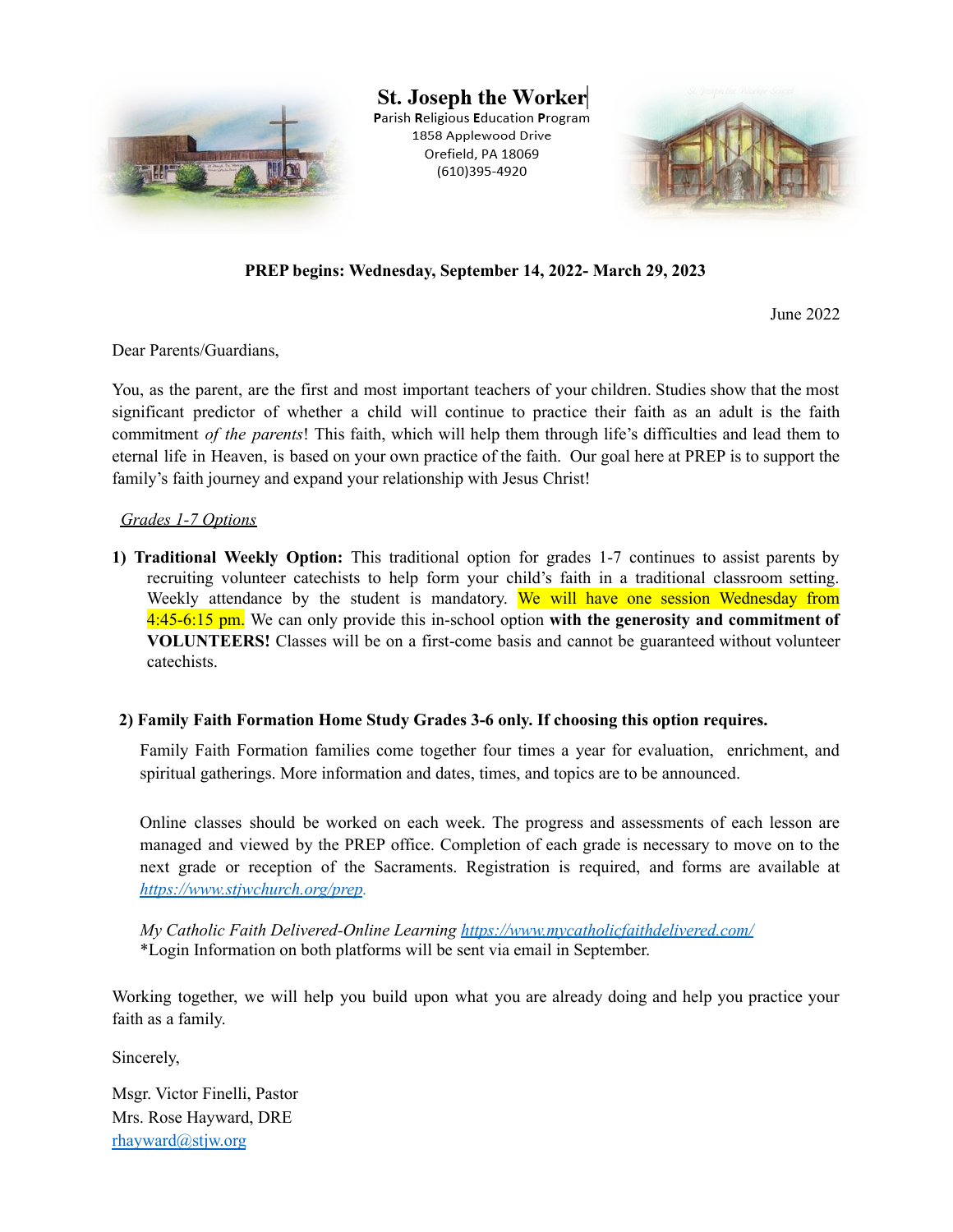# St. Joseph the Worker

**P**arish **R**eligious **E**ducation **P**rogram
1858 Applewood Drive
Orefield, PA 18069
(610)395-4920

**PREP begins: Wednesday, September 14, 2022- March 29, 2023**

June 2022

Dear Parents/Guardians,

You, as the parent, are the first and most important teachers of your children. Studies show that the most significant predictor of whether a child will continue to practice their faith as an adult is the faith commitment *of the parents*! This faith, which will help them through life's difficulties and lead them to eternal life in Heaven, is based on your own practice of the faith. Our goal here at PREP is to support the family's faith journey and expand your relationship with Jesus Christ!

*Grades 1-7 Options*

1) **Traditional Weekly Option:** This traditional option for grades 1-7 continues to assist parents by recruiting volunteer catechists to help form your child's faith in a traditional classroom setting. Weekly attendance by the student is mandatory. We will have one session Wednesday from 4:45-6:15 pm. We can only provide this in-school option **with the generosity and commitment of VOLUNTEERS!** Classes will be on a first-come basis and cannot be guaranteed without volunteer catechists.

2) **Family Faith Formation Home Study Grades 3-6 only. If choosing this option requires.**

   Family Faith Formation families come together four times a year for evaluation, enrichment, and spiritual gatherings. More information and dates, times, and topics are to be announced.

   Online classes should be worked on each week. The progress and assessments of each lesson are managed and viewed by the PREP office. Completion of each grade is necessary to move on to the next grade or reception of the Sacraments. Registration is required, and forms are available at *https://www.stjwchurch.org/prep.*

   *My Catholic Faith Delivered-Online Learning https://www.mycatholicfaithdelivered.com/*
   *Login Information on both platforms will be sent via email in September.

Working together, we will help you build upon what you are already doing and help you practice your faith as a family.

Sincerely,

Msgr. Victor Finelli, Pastor
Mrs. Rose Hayward, DRE
rhayward@stjw.org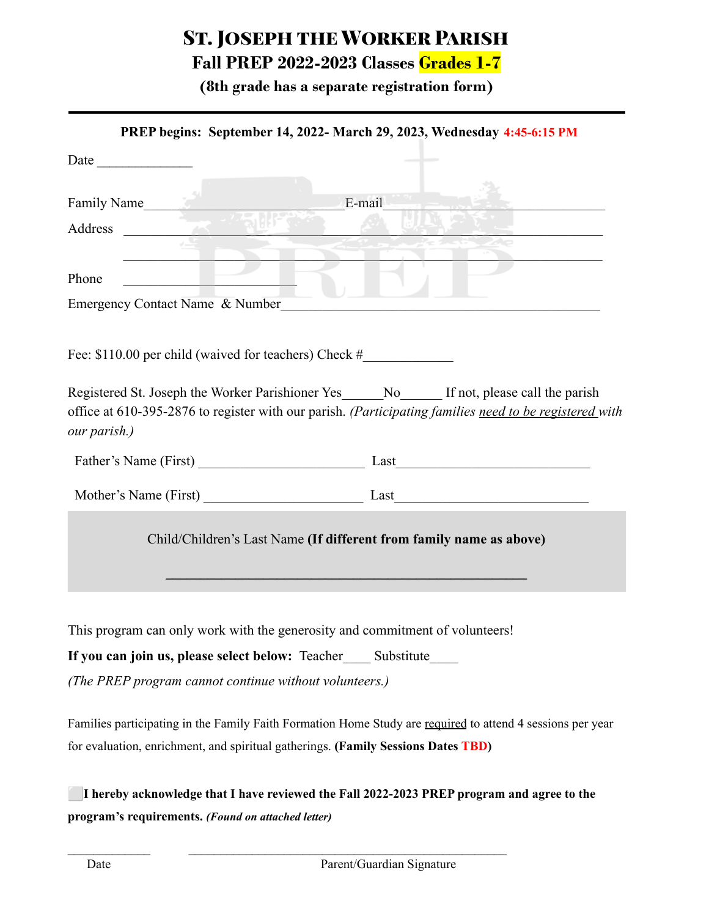# St. Joseph the Worker Parish

## Fall PREP 2022-2023 Classes Grades 1-7

### (8th grade has a separate registration form)

---

**PREP begins: September 14, 2022- March 29, 2023, Wednesday 4:45-6:15 PM**

Date ______________

Family Name_________________________________E-mail_________________________________

Address _______________________________________________________________

_______________________________________________________________

Phone ___________________________

Emergency Contact Name & Number__________________________________________________

Fee: $110.00 per child (waived for teachers) Check #_____________

Registered St. Joseph the Worker Parishioner Yes______No______ If not, please call the parish office at 610-395-2876 to register with our parish. *(Participating families need to be registered with our parish.)*

Father's Name (First) ________________________ Last____________________________

Mother's Name (First) _______________________ Last____________________________

Child/Children's Last Name **(If different from family name as above)**

_____________________________________________________

This program can only work with the generosity and commitment of volunteers!

**If you can join us, please select below:** Teacher____ Substitute____

*(The PREP program cannot continue without volunteers.)*

Families participating in the Family Faith Formation Home Study are required to attend 4 sessions per year for evaluation, enrichment, and spiritual gatherings. **(Family Sessions Dates TBD)**

⬜ **I hereby acknowledge that I have reviewed the Fall 2022-2023 PREP program and agree to the program's requirements.** ***(Found on attached letter)***

_____________ _____________________________________________________

Date Parent/Guardian Signature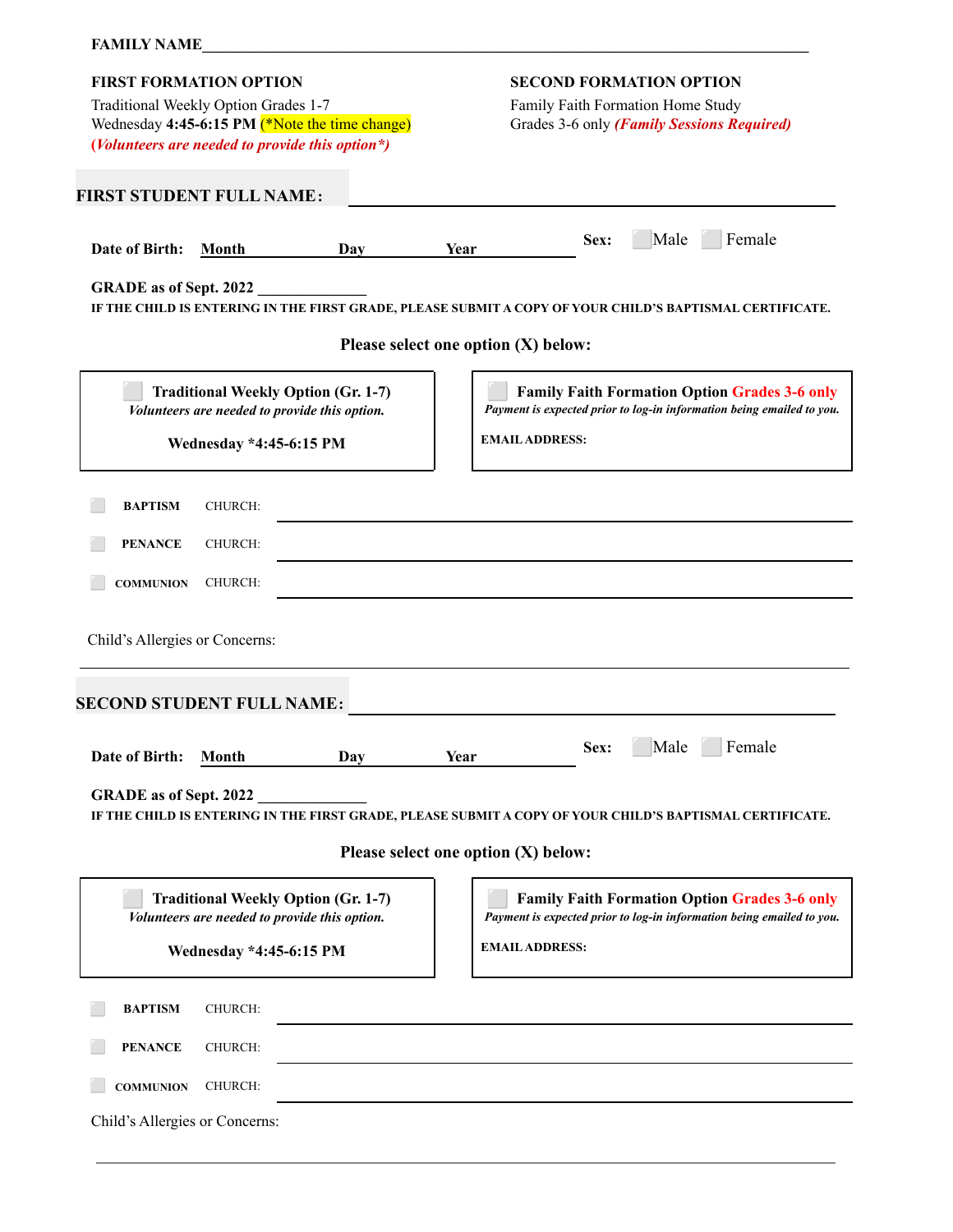**FAMILY NAME**\_\_\_\_\_\_\_\_\_\_\_\_\_\_\_\_\_\_\_\_\_\_\_\_\_\_\_\_\_\_\_\_\_\_\_\_\_\_\_\_\_\_\_\_\_\_\_\_\_\_\_\_\_\_\_\_\_\_\_\_

**FIRST FORMATION OPTION**

Traditional Weekly Option Grades 1-7
Wednesday **4:45-6:15 PM** (*Note the time change)
***(Volunteers are needed to provide this option*)***

**SECOND FORMATION OPTION**

Family Faith Formation Home Study
Grades 3-6 only ***(Family Sessions Required)***

**FIRST STUDENT FULL NAME:** \_\_\_\_\_\_\_\_\_\_\_\_\_\_\_\_\_\_\_\_\_\_\_\_\_\_\_\_\_\_\_\_\_\_\_\_\_\_\_\_

**Date of Birth:** **Month** \_\_\_\_\_\_\_\_ **Day** \_\_\_\_\_\_\_\_ **Year** \_\_\_\_\_\_\_\_ **Sex:** ☐ Male ☐ Female

**GRADE as of Sept. 2022** \_\_\_\_\_\_\_\_\_\_\_\_\_\_

**IF THE CHILD IS ENTERING IN THE FIRST GRADE, PLEASE SUBMIT A COPY OF YOUR CHILD'S BAPTISMAL CERTIFICATE.**

**Please select one option (X) below:**

☐ **Traditional Weekly Option (Gr. 1-7)**
***Volunteers are needed to provide this option.***
**Wednesday *4:45-6:15 PM**

☐ **Family Faith Formation Option Grades 3-6 only**
***Payment is expected prior to log-in information being emailed to you.***
**EMAIL ADDRESS:**

☐ **BAPTISM** CHURCH: \_\_\_\_\_\_\_\_\_\_\_\_\_\_\_\_\_\_\_\_\_\_\_\_\_\_\_\_\_\_\_\_\_\_\_\_\_\_\_\_

☐ **PENANCE** CHURCH: \_\_\_\_\_\_\_\_\_\_\_\_\_\_\_\_\_\_\_\_\_\_\_\_\_\_\_\_\_\_\_\_\_\_\_\_\_\_\_\_

☐ **COMMUNION** CHURCH: \_\_\_\_\_\_\_\_\_\_\_\_\_\_\_\_\_\_\_\_\_\_\_\_\_\_\_\_\_\_\_\_\_\_\_\_\_\_\_\_

Child's Allergies or Concerns:

---

**SECOND STUDENT FULL NAME:** \_\_\_\_\_\_\_\_\_\_\_\_\_\_\_\_\_\_\_\_\_\_\_\_\_\_\_\_\_\_\_\_\_\_\_\_\_\_\_\_

**Date of Birth:** **Month** \_\_\_\_\_\_\_\_ **Day** \_\_\_\_\_\_\_\_ **Year** \_\_\_\_\_\_\_\_ **Sex:** ☐ Male ☐ Female

**GRADE as of Sept. 2022** \_\_\_\_\_\_\_\_\_\_\_\_\_\_

**IF THE CHILD IS ENTERING IN THE FIRST GRADE, PLEASE SUBMIT A COPY OF YOUR CHILD'S BAPTISMAL CERTIFICATE.**

**Please select one option (X) below:**

☐ **Traditional Weekly Option (Gr. 1-7)**
***Volunteers are needed to provide this option.***
**Wednesday *4:45-6:15 PM**

☐ **Family Faith Formation Option Grades 3-6 only**
***Payment is expected prior to log-in information being emailed to you.***
**EMAIL ADDRESS:**

☐ **BAPTISM** CHURCH: \_\_\_\_\_\_\_\_\_\_\_\_\_\_\_\_\_\_\_\_\_\_\_\_\_\_\_\_\_\_\_\_\_\_\_\_\_\_\_\_

☐ **PENANCE** CHURCH: \_\_\_\_\_\_\_\_\_\_\_\_\_\_\_\_\_\_\_\_\_\_\_\_\_\_\_\_\_\_\_\_\_\_\_\_\_\_\_\_

☐ **COMMUNION** CHURCH: \_\_\_\_\_\_\_\_\_\_\_\_\_\_\_\_\_\_\_\_\_\_\_\_\_\_\_\_\_\_\_\_\_\_\_\_\_\_\_\_

Child's Allergies or Concerns:

---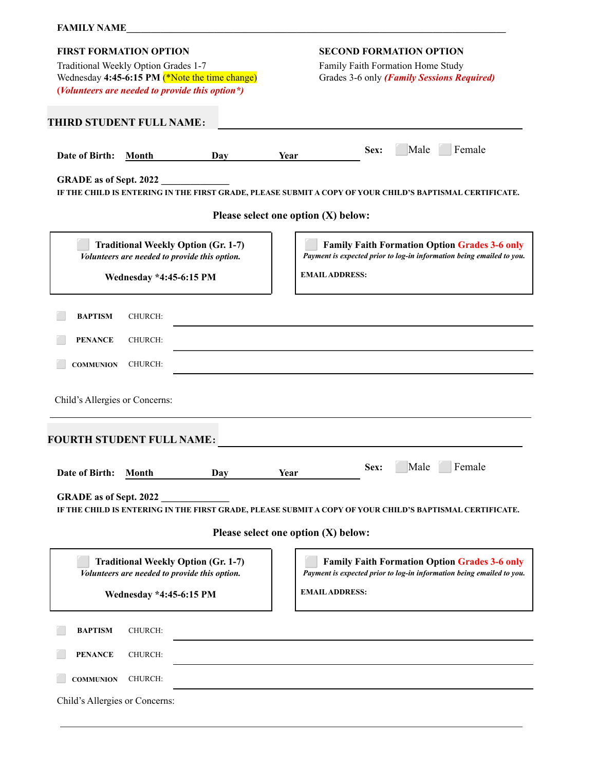**FAMILY NAME**\_\_\_\_\_\_\_\_\_\_\_\_\_\_\_\_\_\_\_\_\_\_\_\_\_\_\_\_\_\_\_\_\_\_\_\_\_\_\_\_\_\_\_\_\_\_\_\_\_\_\_\_\_\_\_\_\_\_\_\_

**FIRST FORMATION OPTION**
Traditional Weekly Option Grades 1-7
Wednesday **4:45-6:15 PM** (*Note the time change)
***(Volunteers are needed to provide this option*)***

**SECOND FORMATION OPTION**
Family Faith Formation Home Study
Grades 3-6 only ***(Family Sessions Required)***

## THIRD STUDENT FULL NAME: \_\_\_\_\_\_\_\_\_\_\_\_\_\_\_\_\_\_\_\_\_\_\_\_\_\_\_\_\_\_\_\_\_\_\_\_\_\_\_\_\_\_

**Date of Birth:** **Month** \_\_\_\_\_\_\_\_\_\_ **Day** \_\_\_\_\_\_\_\_\_\_ **Year** \_\_\_\_\_\_\_\_\_\_ **Sex:** ☐ Male ☐ Female

**GRADE as of Sept. 2022** \_\_\_\_\_\_\_\_\_\_\_\_\_\_

**IF THE CHILD IS ENTERING IN THE FIRST GRADE, PLEASE SUBMIT A COPY OF YOUR CHILD'S BAPTISMAL CERTIFICATE.**

**Please select one option (X) below:**

☐ **Traditional Weekly Option (Gr. 1-7)**
***Volunteers are needed to provide this option.***
**Wednesday *4:45-6:15 PM**

☐ **Family Faith Formation Option Grades 3-6 only**
***Payment is expected prior to log-in information being emailed to you.***
**EMAIL ADDRESS:**

☐ **BAPTISM** CHURCH: \_\_\_\_\_\_\_\_\_\_\_\_\_\_\_\_\_\_\_\_\_\_\_\_\_\_\_\_\_\_\_\_\_\_\_\_\_\_\_\_

☐ **PENANCE** CHURCH: \_\_\_\_\_\_\_\_\_\_\_\_\_\_\_\_\_\_\_\_\_\_\_\_\_\_\_\_\_\_\_\_\_\_\_\_\_\_\_\_

☐ **COMMUNION** CHURCH: \_\_\_\_\_\_\_\_\_\_\_\_\_\_\_\_\_\_\_\_\_\_\_\_\_\_\_\_\_\_\_\_\_\_\_\_\_\_\_\_

Child's Allergies or Concerns:

\_\_\_\_\_\_\_\_\_\_\_\_\_\_\_\_\_\_\_\_\_\_\_\_\_\_\_\_\_\_\_\_\_\_\_\_\_\_\_\_\_\_\_\_\_\_\_\_\_\_\_\_\_\_\_\_\_\_\_\_

## FOURTH STUDENT FULL NAME: \_\_\_\_\_\_\_\_\_\_\_\_\_\_\_\_\_\_\_\_\_\_\_\_\_\_\_\_\_\_\_\_\_\_\_\_\_\_\_\_\_\_

**Date of Birth:** **Month** \_\_\_\_\_\_\_\_\_\_ **Day** \_\_\_\_\_\_\_\_\_\_ **Year** \_\_\_\_\_\_\_\_\_\_ **Sex:** ☐ Male ☐ Female

**GRADE as of Sept. 2022** \_\_\_\_\_\_\_\_\_\_\_\_\_\_

**IF THE CHILD IS ENTERING IN THE FIRST GRADE, PLEASE SUBMIT A COPY OF YOUR CHILD'S BAPTISMAL CERTIFICATE.**

**Please select one option (X) below:**

☐ **Traditional Weekly Option (Gr. 1-7)**
***Volunteers are needed to provide this option.***
**Wednesday *4:45-6:15 PM**

☐ **Family Faith Formation Option Grades 3-6 only**
***Payment is expected prior to log-in information being emailed to you.***
**EMAIL ADDRESS:**

☐ **BAPTISM** CHURCH: \_\_\_\_\_\_\_\_\_\_\_\_\_\_\_\_\_\_\_\_\_\_\_\_\_\_\_\_\_\_\_\_\_\_\_\_\_\_\_\_

☐ **PENANCE** CHURCH: \_\_\_\_\_\_\_\_\_\_\_\_\_\_\_\_\_\_\_\_\_\_\_\_\_\_\_\_\_\_\_\_\_\_\_\_\_\_\_\_

☐ **COMMUNION** CHURCH: \_\_\_\_\_\_\_\_\_\_\_\_\_\_\_\_\_\_\_\_\_\_\_\_\_\_\_\_\_\_\_\_\_\_\_\_\_\_\_\_

Child's Allergies or Concerns:

\_\_\_\_\_\_\_\_\_\_\_\_\_\_\_\_\_\_\_\_\_\_\_\_\_\_\_\_\_\_\_\_\_\_\_\_\_\_\_\_\_\_\_\_\_\_\_\_\_\_\_\_\_\_\_\_\_\_\_\_